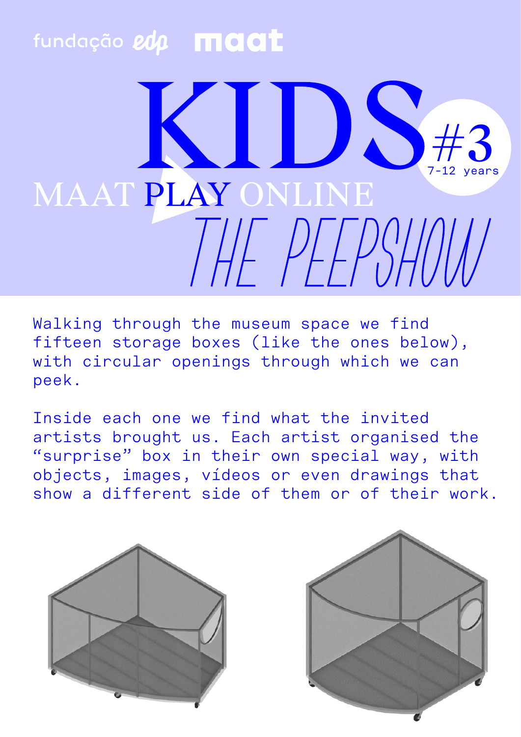fundação edp maat

# KIDS #3

7-12 years

## MAAT PLAY ONLINE

## THE PEEPSHOW

Walking through the museum space we find fifteen storage boxes (like the ones below), with circular openings through which we can peek.

Inside each one we find what the invited artists brought us. Each artist organised the "surprise" box in their own special way, with objects, images, vídeos or even drawings that show a different side of them or of their work.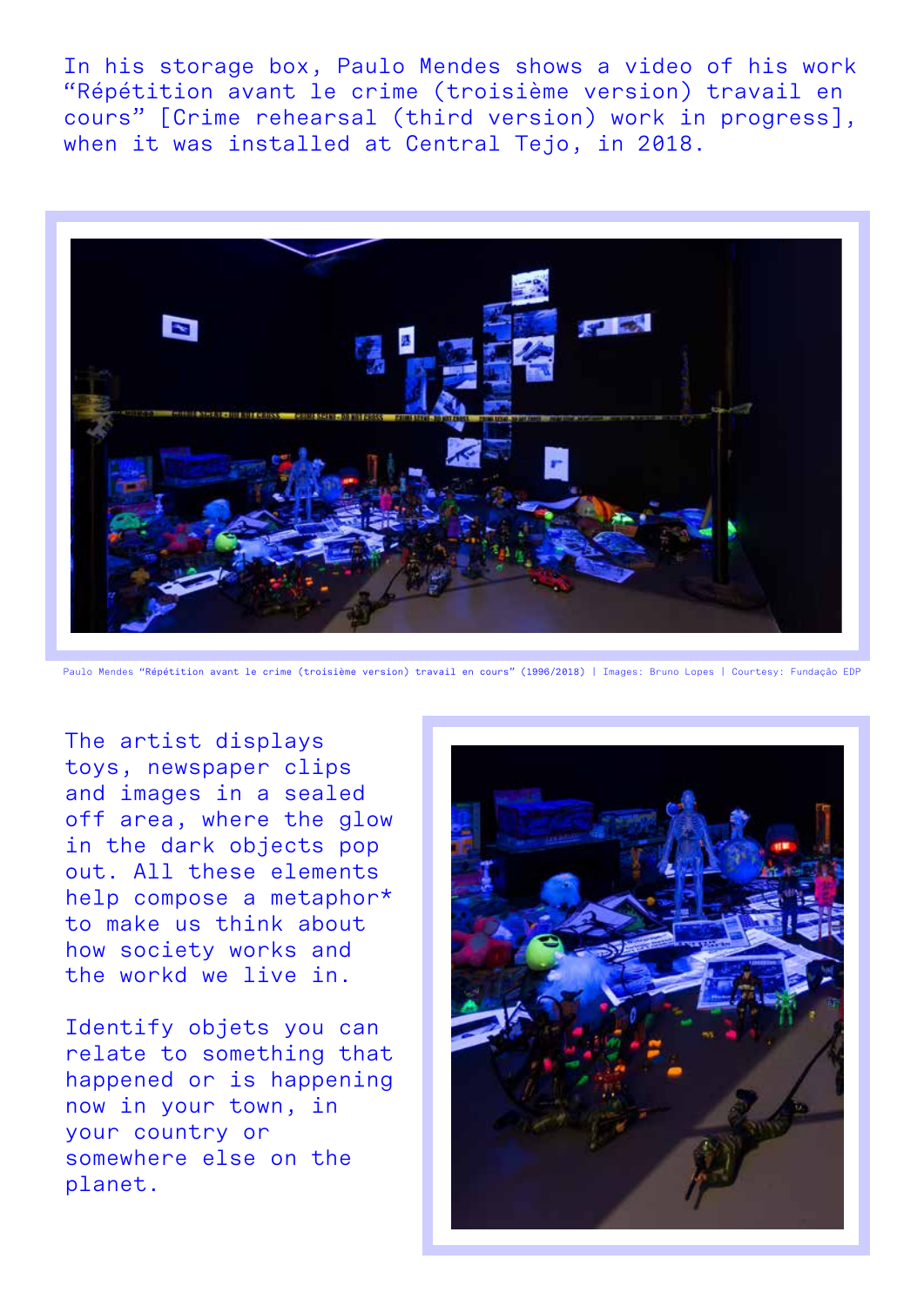In his storage box, Paulo Mendes shows a video of his work "Répétition avant le crime (troisième version) travail en cours" [Crime rehearsal (third version) work in progress], when it was installed at Central Tejo, in 2018.

Paulo Mendes "Répétition avant le crime (troisième version) travail en cours" (1996/2018) | Images: Bruno Lopes | Courtesy: Fundação EDP

The artist displays toys, newspaper clips and images in a sealed off area, where the glow in the dark objects pop out. All these elements help compose a metaphor* to make us think about how society works and the workd we live in.

Identify objets you can relate to something that happened or is happening now in your town, in your country or somewhere else on the planet.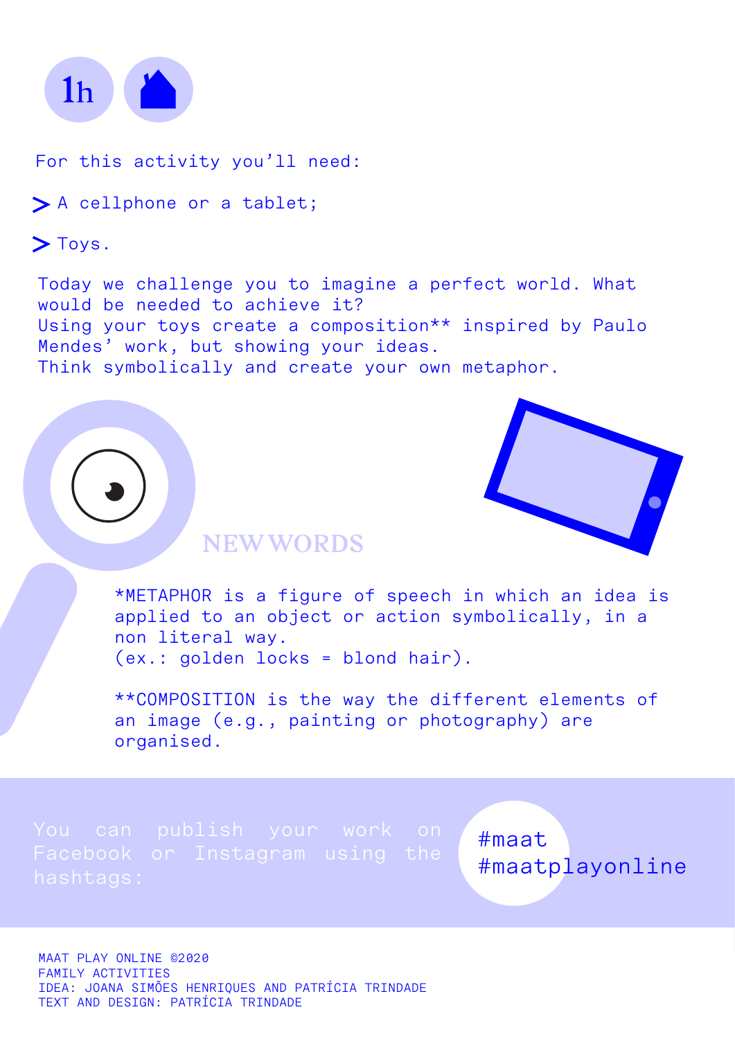1h

For this activity you'll need:

- A cellphone or a tablet;
- Toys.

Today we challenge you to imagine a perfect world. What would be needed to achieve it?
Using your toys create a composition** inspired by Paulo Mendes' work, but showing your ideas.
Think symbolically and create your own metaphor.

## NEW WORDS

*METAPHOR is a figure of speech in which an idea is applied to an object or action symbolically, in a non literal way.
(ex.: golden locks = blond hair).

**COMPOSITION is the way the different elements of an image (e.g., painting or photography) are organised.

You can publish your work on Facebook or Instagram using the hashtags:

#maat
#maatplayonline

MAAT PLAY ONLINE ©2020
FAMILY ACTIVITIES
IDEA: JOANA SIMÕES HENRIQUES AND PATRÍCIA TRINDADE
TEXT AND DESIGN: PATRÍCIA TRINDADE